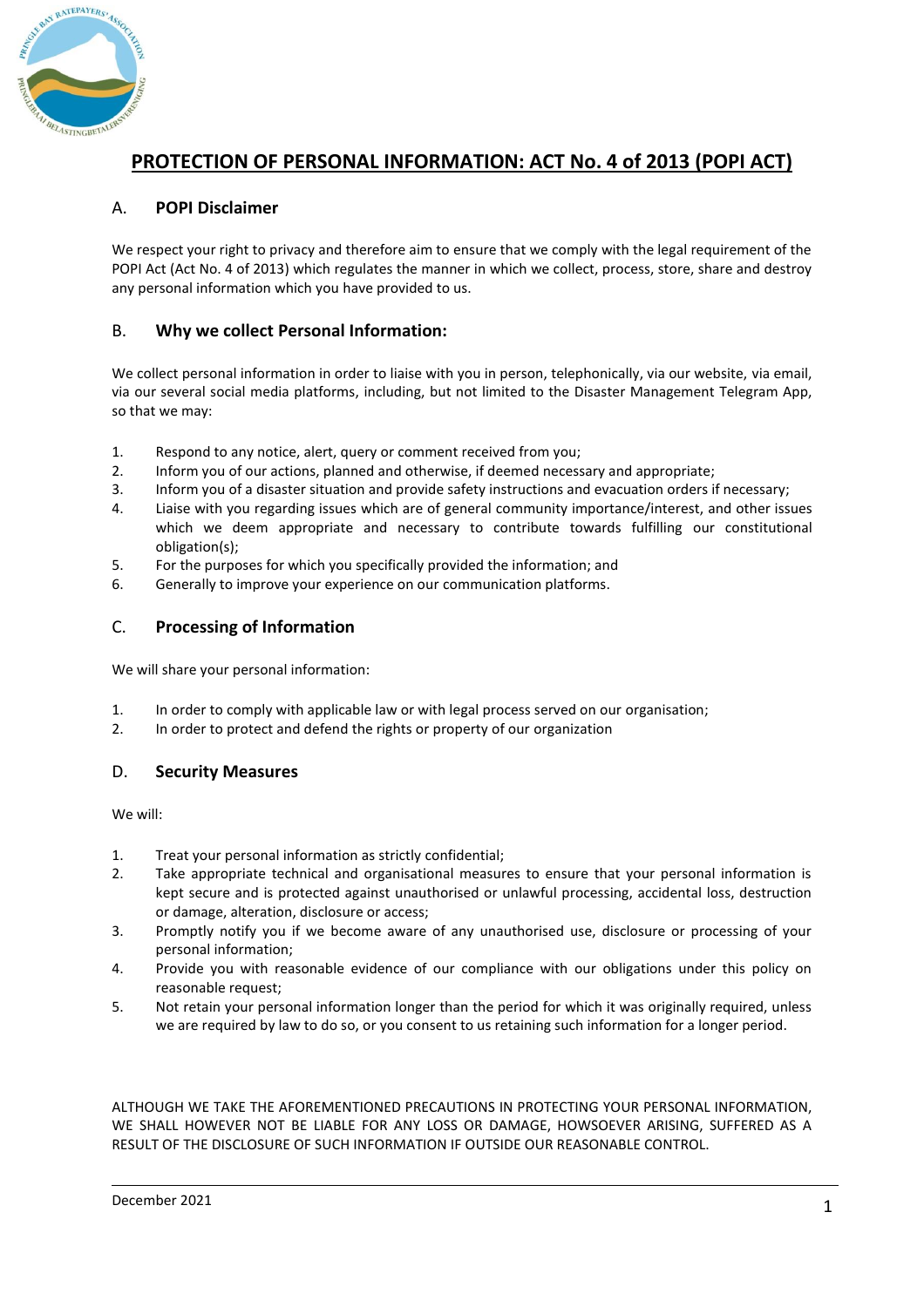# PROTECTION OF PERSONAL INFORMATION: ACT No. 4 of 2013 (POPI ACT)

## A. POPI Disclaimer

We respect your right to privacy and therefore aim to ensure that we comply with the legal requirement of the POPI Act (Act No. 4 of 2013) which regulates the manner in which we collect, process, store, share and destroy any personal information which you have provided to us.

## B. Why we collect Personal Information:

We collect personal information in order to liaise with you in person, telephonically, via our website, via email, via our several social media platforms, including, but not limited to the Disaster Management Telegram App, so that we may:

1. Respond to any notice, alert, query or comment received from you;
2. Inform you of our actions, planned and otherwise, if deemed necessary and appropriate;
3. Inform you of a disaster situation and provide safety instructions and evacuation orders if necessary;
4. Liaise with you regarding issues which are of general community importance/interest, and other issues which we deem appropriate and necessary to contribute towards fulfilling our constitutional obligation(s);
5. For the purposes for which you specifically provided the information; and
6. Generally to improve your experience on our communication platforms.

## C. Processing of Information

We will share your personal information:

1. In order to comply with applicable law or with legal process served on our organisation;
2. In order to protect and defend the rights or property of our organization

## D. Security Measures

We will:

1. Treat your personal information as strictly confidential;
2. Take appropriate technical and organisational measures to ensure that your personal information is kept secure and is protected against unauthorised or unlawful processing, accidental loss, destruction or damage, alteration, disclosure or access;
3. Promptly notify you if we become aware of any unauthorised use, disclosure or processing of your personal information;
4. Provide you with reasonable evidence of our compliance with our obligations under this policy on reasonable request;
5. Not retain your personal information longer than the period for which it was originally required, unless we are required by law to do so, or you consent to us retaining such information for a longer period.

ALTHOUGH WE TAKE THE AFOREMENTIONED PRECAUTIONS IN PROTECTING YOUR PERSONAL INFORMATION, WE SHALL HOWEVER NOT BE LIABLE FOR ANY LOSS OR DAMAGE, HOWSOEVER ARISING, SUFFERED AS A RESULT OF THE DISCLOSURE OF SUCH INFORMATION IF OUTSIDE OUR REASONABLE CONTROL.

December 2021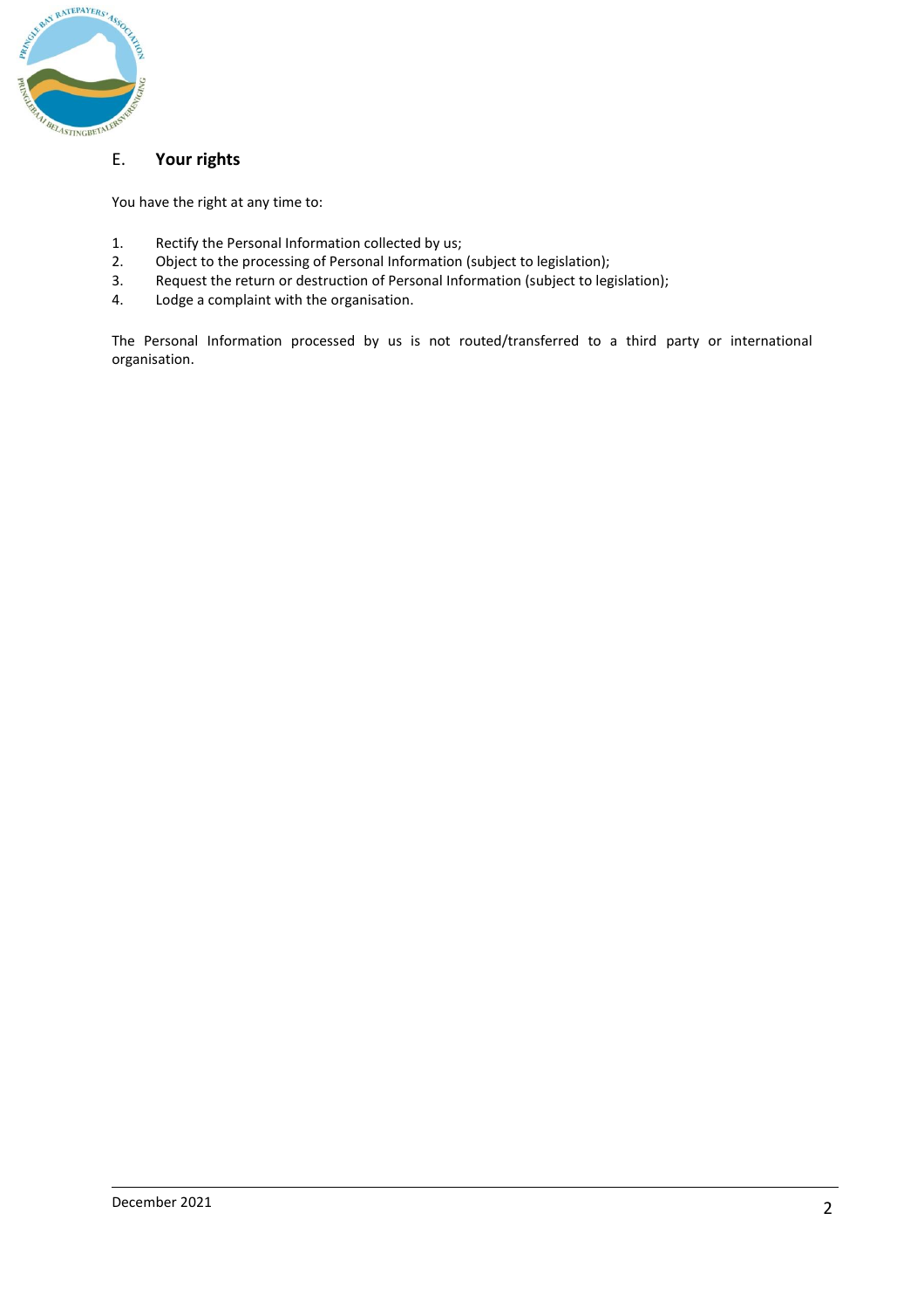## E. Your rights

You have the right at any time to:

1. Rectify the Personal Information collected by us;
2. Object to the processing of Personal Information (subject to legislation);
3. Request the return or destruction of Personal Information (subject to legislation);
4. Lodge a complaint with the organisation.

The Personal Information processed by us is not routed/transferred to a third party or international organisation.